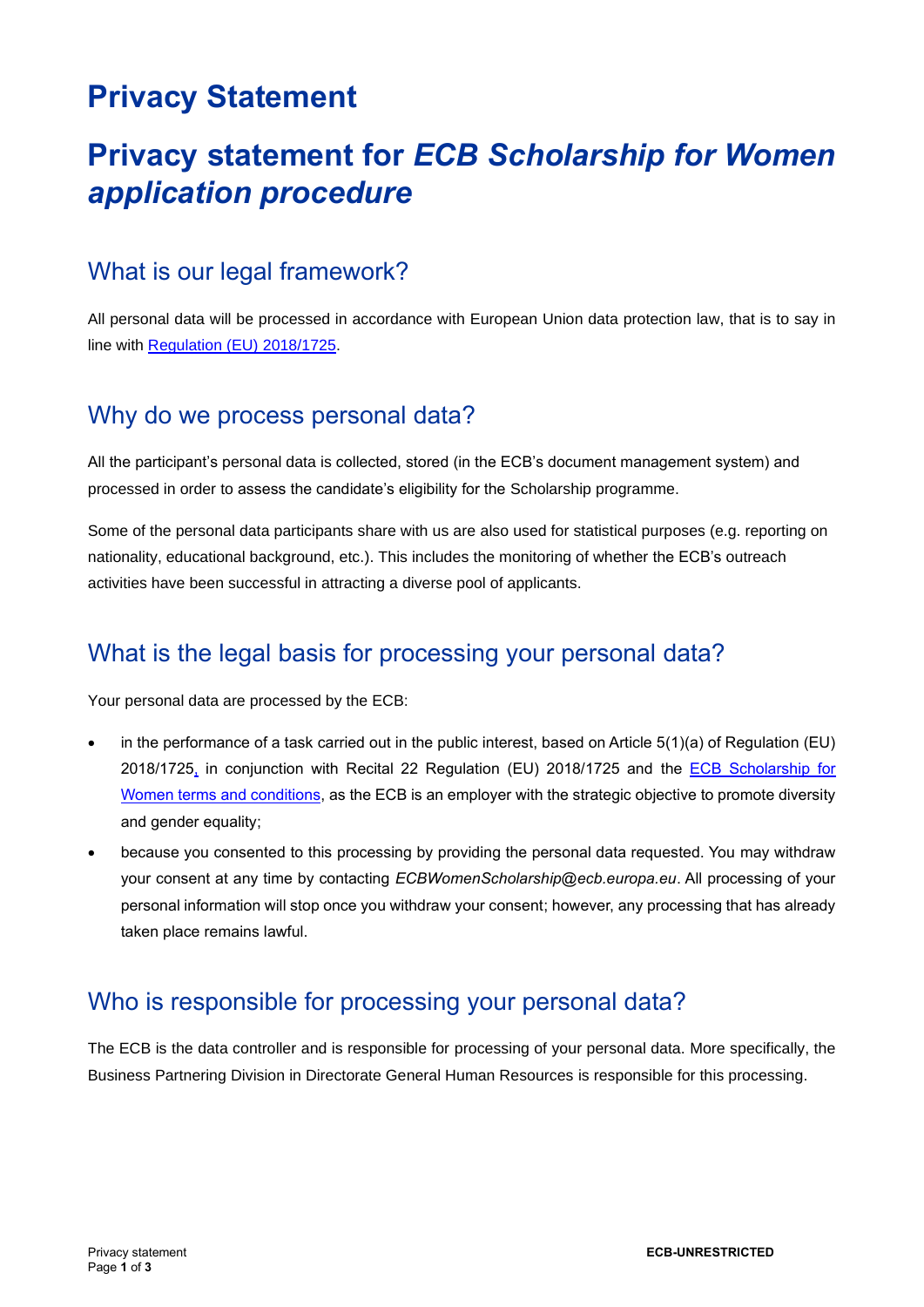# Privacy Statement

# Privacy statement for *ECB Scholarship for Women application procedure*

## What is our legal framework?

All personal data will be processed in accordance with European Union data protection law, that is to say in line with Regulation (EU) 2018/1725.

## Why do we process personal data?

All the participant's personal data is collected, stored (in the ECB's document management system) and processed in order to assess the candidate's eligibility for the Scholarship programme.

Some of the personal data participants share with us are also used for statistical purposes (e.g. reporting on nationality, educational background, etc.). This includes the monitoring of whether the ECB's outreach activities have been successful in attracting a diverse pool of applicants.

## What is the legal basis for processing your personal data?

Your personal data are processed by the ECB:

- in the performance of a task carried out in the public interest, based on Article 5(1)(a) of Regulation (EU) 2018/1725, in conjunction with Recital 22 Regulation (EU) 2018/1725 and the ECB Scholarship for Women terms and conditions, as the ECB is an employer with the strategic objective to promote diversity and gender equality;
- because you consented to this processing by providing the personal data requested. You may withdraw your consent at any time by contacting *ECBWomenScholarship@ecb.europa.eu*. All processing of your personal information will stop once you withdraw your consent; however, any processing that has already taken place remains lawful.

## Who is responsible for processing your personal data?

The ECB is the data controller and is responsible for processing of your personal data. More specifically, the Business Partnering Division in Directorate General Human Resources is responsible for this processing.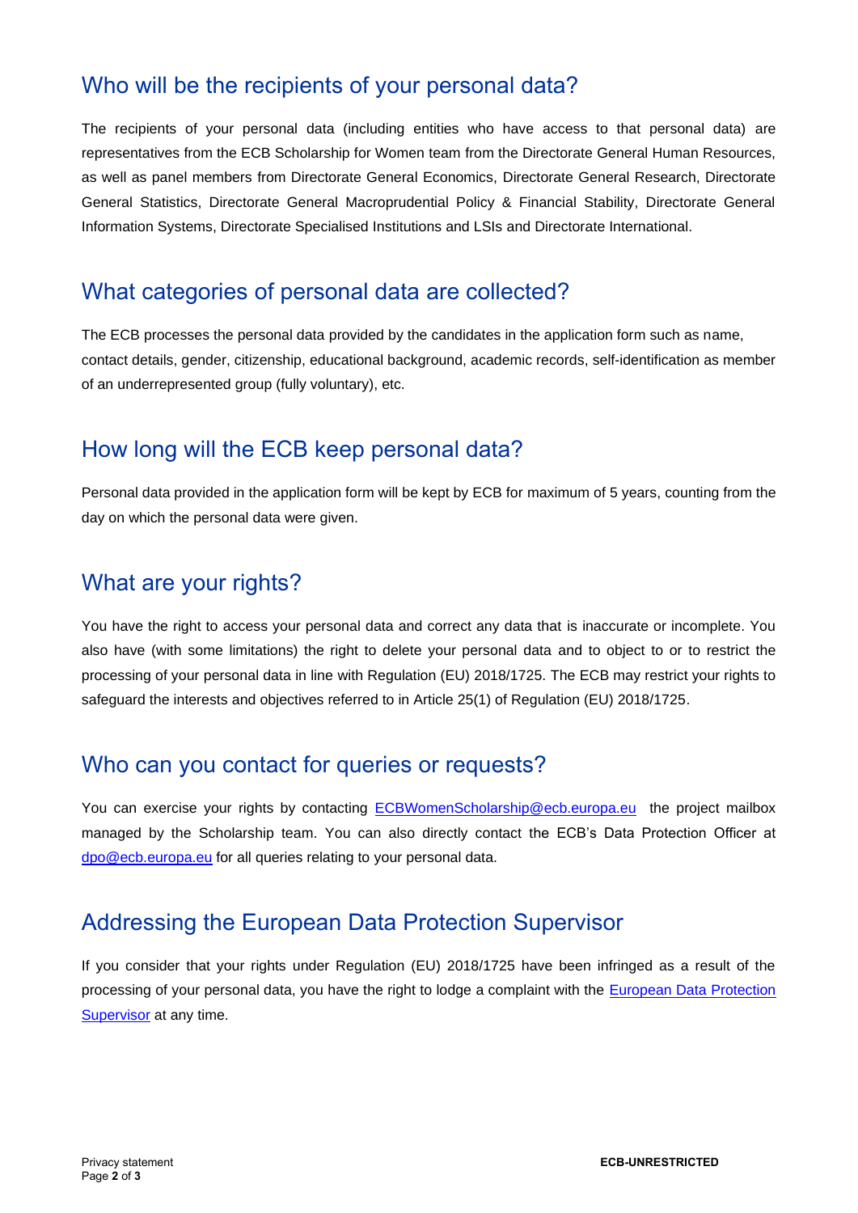## Who will be the recipients of your personal data?

The recipients of your personal data (including entities who have access to that personal data) are representatives from the ECB Scholarship for Women team from the Directorate General Human Resources, as well as panel members from Directorate General Economics, Directorate General Research, Directorate General Statistics, Directorate General Macroprudential Policy & Financial Stability, Directorate General Information Systems, Directorate Specialised Institutions and LSIs and Directorate International.

## What categories of personal data are collected?

The ECB processes the personal data provided by the candidates in the application form such as name, contact details, gender, citizenship, educational background, academic records, self-identification as member of an underrepresented group (fully voluntary), etc.

## How long will the ECB keep personal data?

Personal data provided in the application form will be kept by ECB for maximum of 5 years, counting from the day on which the personal data were given.

## What are your rights?

You have the right to access your personal data and correct any data that is inaccurate or incomplete. You also have (with some limitations) the right to delete your personal data and to object to or to restrict the processing of your personal data in line with Regulation (EU) 2018/1725. The ECB may restrict your rights to safeguard the interests and objectives referred to in Article 25(1) of Regulation (EU) 2018/1725.

## Who can you contact for queries or requests?

You can exercise your rights by contacting ECBWomenScholarship@ecb.europa.eu the project mailbox managed by the Scholarship team. You can also directly contact the ECB's Data Protection Officer at dpo@ecb.europa.eu for all queries relating to your personal data.

## Addressing the European Data Protection Supervisor

If you consider that your rights under Regulation (EU) 2018/1725 have been infringed as a result of the processing of your personal data, you have the right to lodge a complaint with the European Data Protection Supervisor at any time.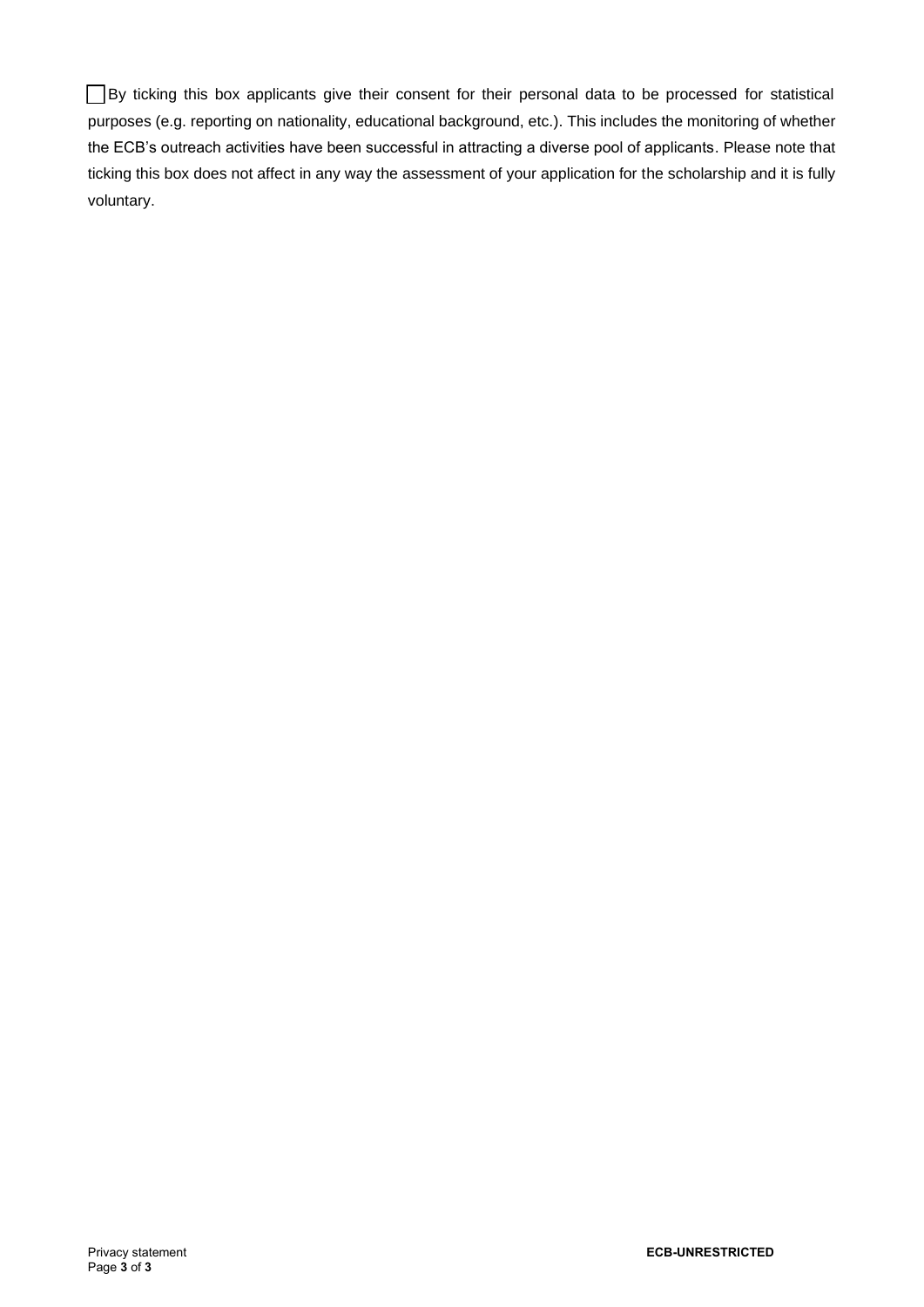☐ By ticking this box applicants give their consent for their personal data to be processed for statistical purposes (e.g. reporting on nationality, educational background, etc.). This includes the monitoring of whether the ECB's outreach activities have been successful in attracting a diverse pool of applicants. Please note that ticking this box does not affect in any way the assessment of your application for the scholarship and it is fully voluntary.